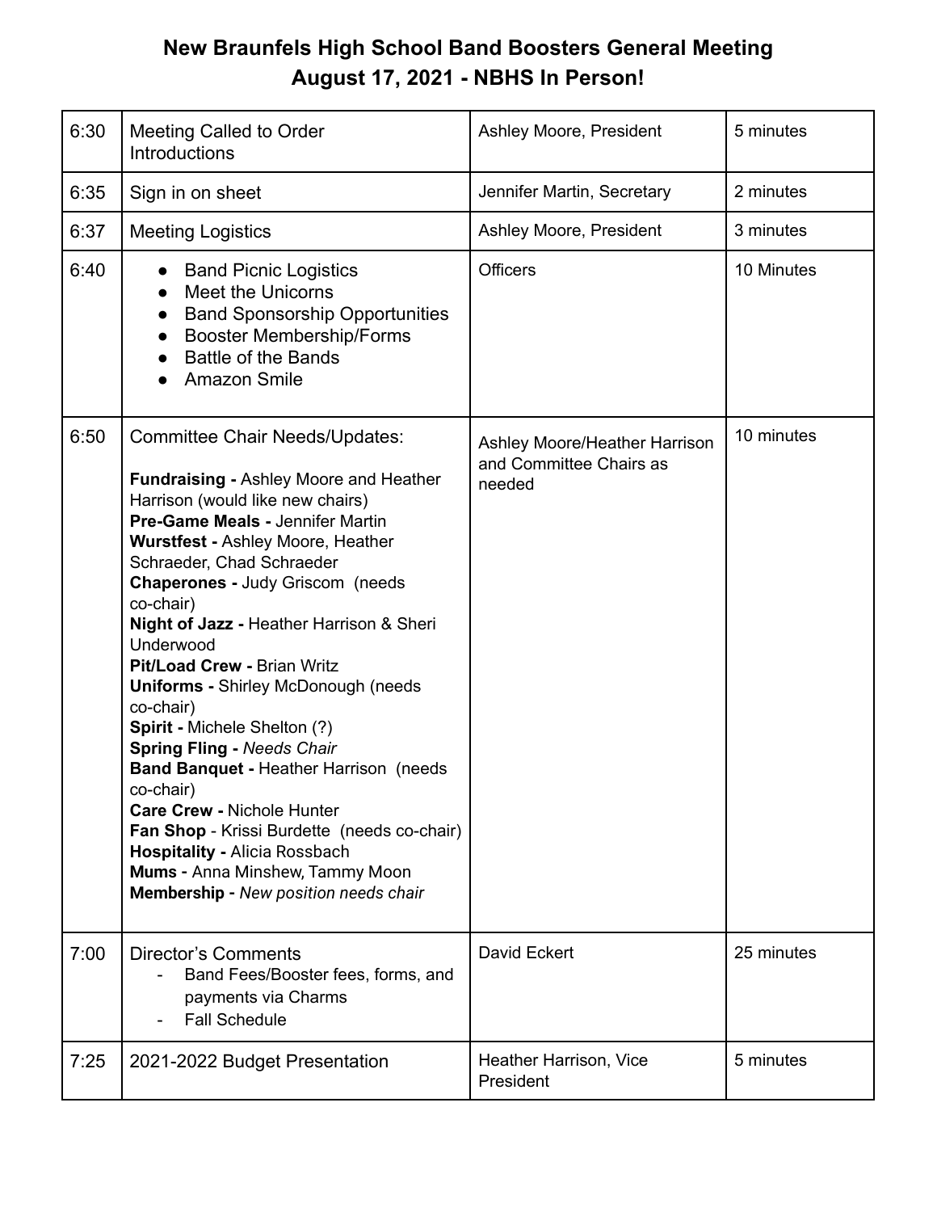# New Braunfels High School Band Boosters General Meeting
## August 17, 2021 - NBHS In Person!

| | | | |
|---|---|---|---|
| 6:30 | Meeting Called to Order<br>Introductions | Ashley Moore, President | 5 minutes |
| 6:35 | Sign in on sheet | Jennifer Martin, Secretary | 2 minutes |
| 6:37 | Meeting Logistics | Ashley Moore, President | 3 minutes |
| 6:40 | • Band Picnic Logistics<br>• Meet the Unicorns<br>• Band Sponsorship Opportunities<br>• Booster Membership/Forms<br>• Battle of the Bands<br>• Amazon Smile | Officers | 10 Minutes |
| 6:50 | Committee Chair Needs/Updates:<br><br>**Fundraising -** Ashley Moore and Heather Harrison (would like new chairs)<br>**Pre-Game Meals -** Jennifer Martin<br>**Wurstfest -** Ashley Moore, Heather Schraeder, Chad Schraeder<br>**Chaperones -** Judy Griscom (needs co-chair)<br>**Night of Jazz -** Heather Harrison & Sheri Underwood<br>**Pit/Load Crew -** Brian Writz<br>**Uniforms -** Shirley McDonough (needs co-chair)<br>**Spirit -** Michele Shelton (?)<br>**Spring Fling -** *Needs Chair*<br>**Band Banquet -** Heather Harrison (needs co-chair)<br>**Care Crew -** Nichole Hunter<br>**Fan Shop** - Krissi Burdette (needs co-chair)<br>**Hospitality -** Alicia Rossbach<br>**Mums -** Anna Minshew, Tammy Moon<br>**Membership** - *New position needs chair* | Ashley Moore/Heather Harrison and Committee Chairs as needed | 10 minutes |
| 7:00 | Director's Comments<br>- Band Fees/Booster fees, forms, and payments via Charms<br>- Fall Schedule | David Eckert | 25 minutes |
| 7:25 | 2021-2022 Budget Presentation | Heather Harrison, Vice President | 5 minutes |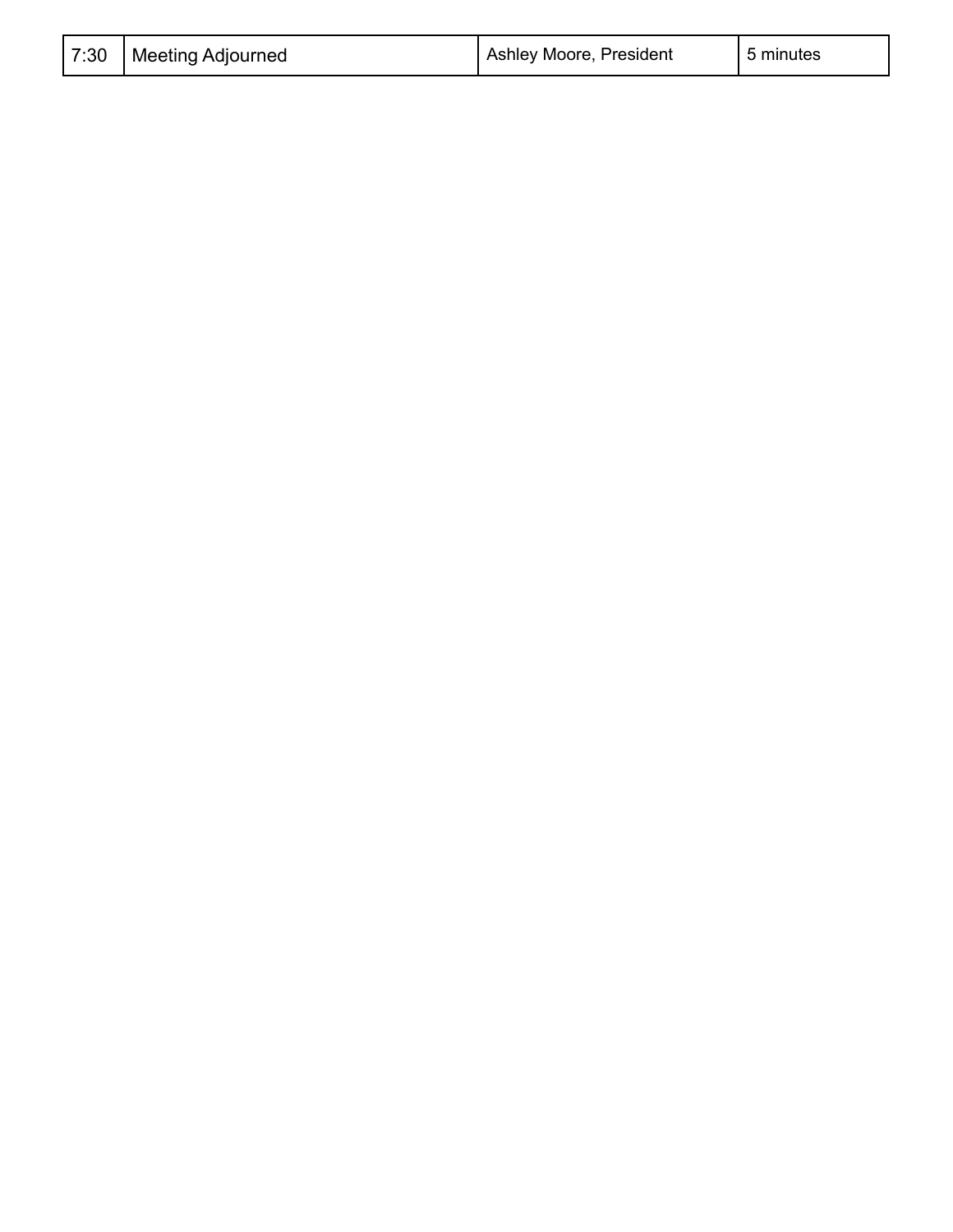| | | | |
|---|---|---|---|
| 7:30 | Meeting Adjourned | Ashley Moore, President | 5 minutes |